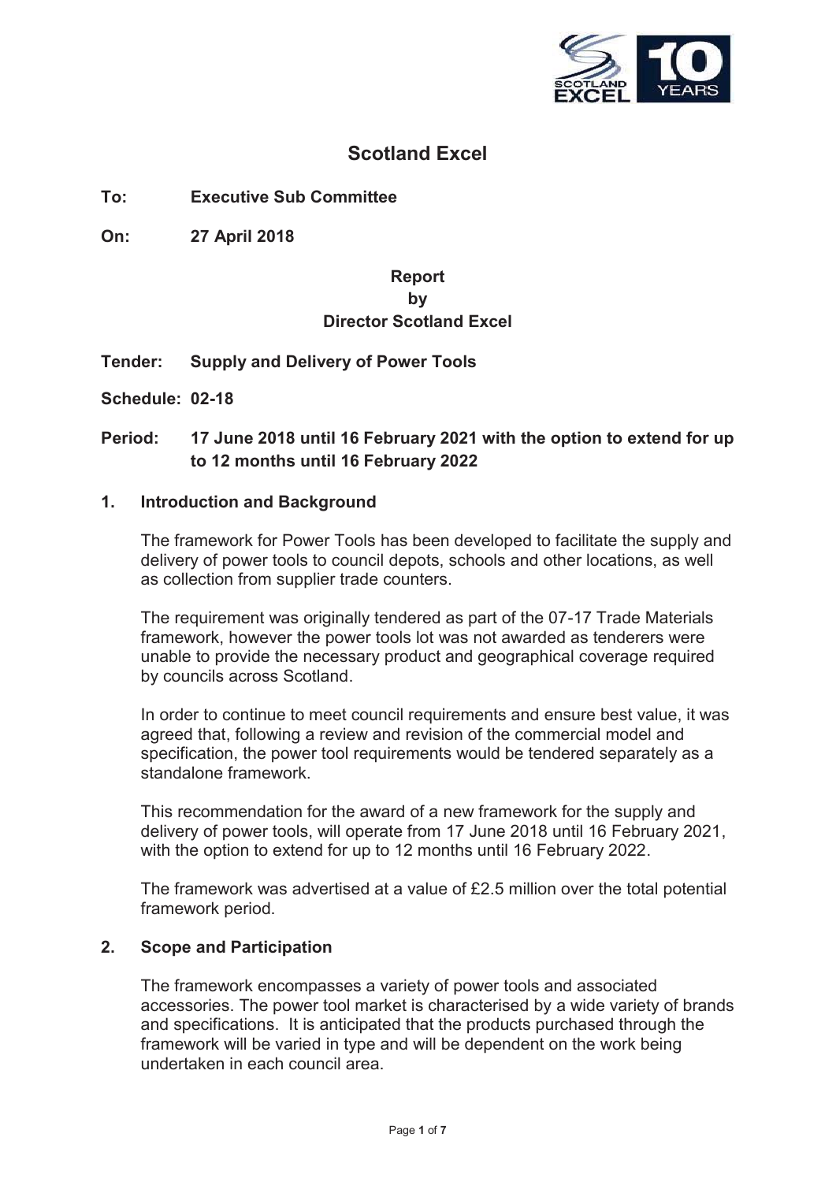# Scotland Excel

**To:** **Executive Sub Committee**

**On:** **27 April 2018**

**Report**
**by**
**Director Scotland Excel**

**Tender:** **Supply and Delivery of Power Tools**

**Schedule: 02-18**

**Period:** **17 June 2018 until 16 February 2021 with the option to extend for up to 12 months until 16 February 2022**

## 1. Introduction and Background

The framework for Power Tools has been developed to facilitate the supply and delivery of power tools to council depots, schools and other locations, as well as collection from supplier trade counters.

The requirement was originally tendered as part of the 07-17 Trade Materials framework, however the power tools lot was not awarded as tenderers were unable to provide the necessary product and geographical coverage required by councils across Scotland.

In order to continue to meet council requirements and ensure best value, it was agreed that, following a review and revision of the commercial model and specification, the power tool requirements would be tendered separately as a standalone framework.

This recommendation for the award of a new framework for the supply and delivery of power tools, will operate from 17 June 2018 until 16 February 2021, with the option to extend for up to 12 months until 16 February 2022.

The framework was advertised at a value of £2.5 million over the total potential framework period.

## 2. Scope and Participation

The framework encompasses a variety of power tools and associated accessories. The power tool market is characterised by a wide variety of brands and specifications. It is anticipated that the products purchased through the framework will be varied in type and will be dependent on the work being undertaken in each council area.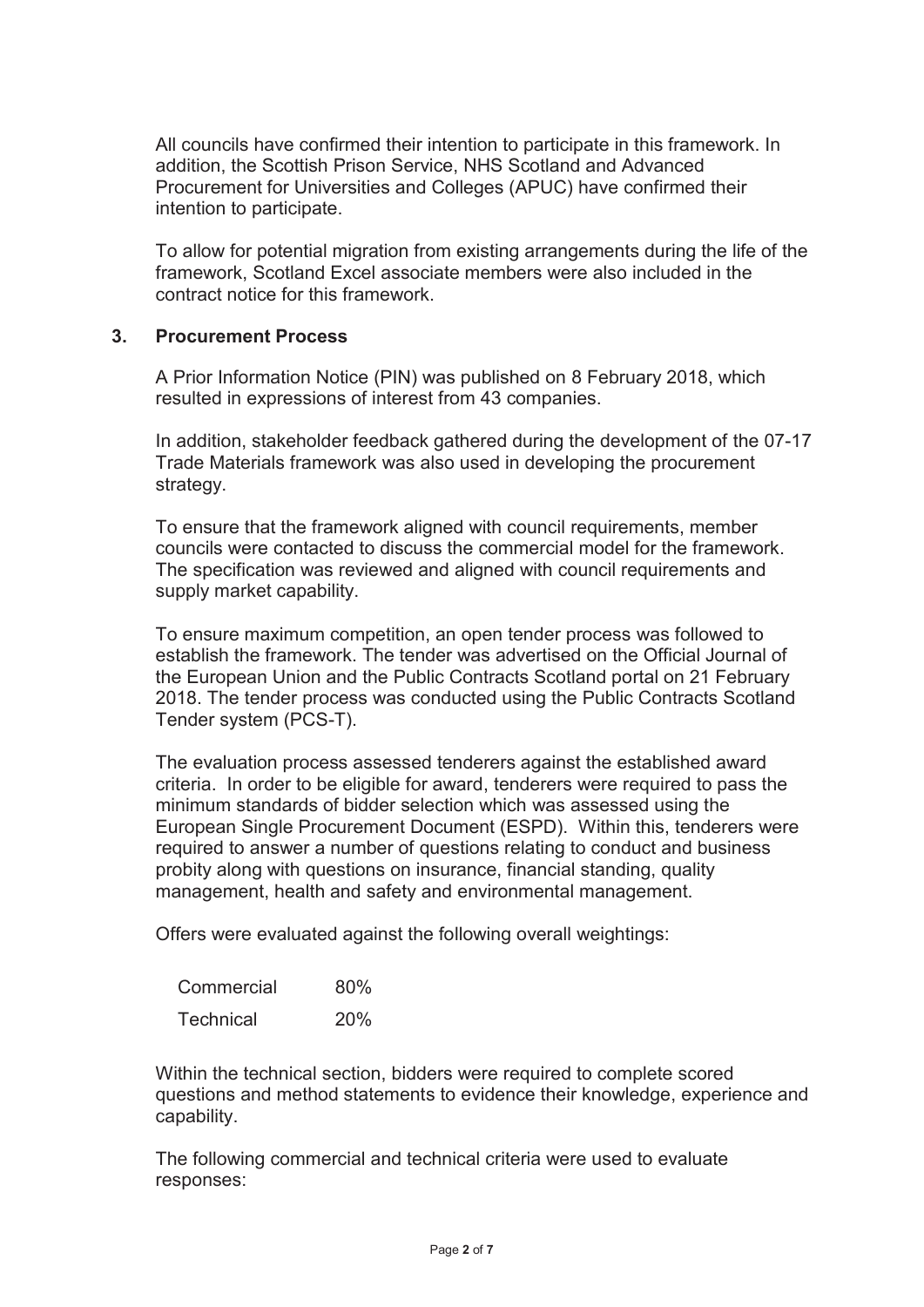All councils have confirmed their intention to participate in this framework. In addition, the Scottish Prison Service, NHS Scotland and Advanced Procurement for Universities and Colleges (APUC) have confirmed their intention to participate.

To allow for potential migration from existing arrangements during the life of the framework, Scotland Excel associate members were also included in the contract notice for this framework.

## 3. Procurement Process

A Prior Information Notice (PIN) was published on 8 February 2018, which resulted in expressions of interest from 43 companies.

In addition, stakeholder feedback gathered during the development of the 07-17 Trade Materials framework was also used in developing the procurement strategy.

To ensure that the framework aligned with council requirements, member councils were contacted to discuss the commercial model for the framework. The specification was reviewed and aligned with council requirements and supply market capability.

To ensure maximum competition, an open tender process was followed to establish the framework. The tender was advertised on the Official Journal of the European Union and the Public Contracts Scotland portal on 21 February 2018. The tender process was conducted using the Public Contracts Scotland Tender system (PCS-T).

The evaluation process assessed tenderers against the established award criteria. In order to be eligible for award, tenderers were required to pass the minimum standards of bidder selection which was assessed using the European Single Procurement Document (ESPD). Within this, tenderers were required to answer a number of questions relating to conduct and business probity along with questions on insurance, financial standing, quality management, health and safety and environmental management.

Offers were evaluated against the following overall weightings:

| | |
|---|---|
| Commercial | 80% |
| Technical | 20% |

Within the technical section, bidders were required to complete scored questions and method statements to evidence their knowledge, experience and capability.

The following commercial and technical criteria were used to evaluate responses: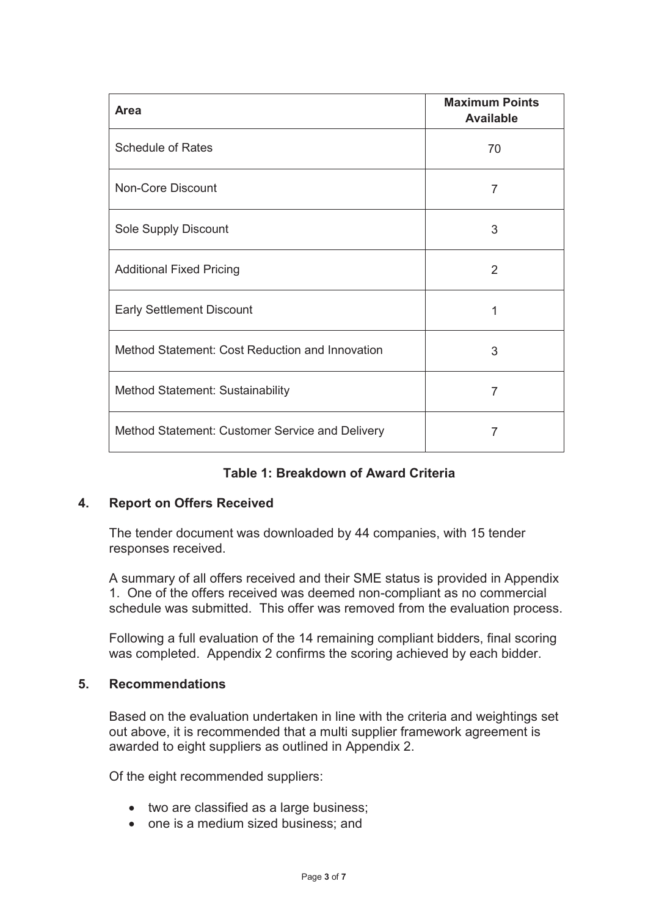| Area | Maximum Points Available |
|---|---|
| Schedule of Rates | 70 |
| Non-Core Discount | 7 |
| Sole Supply Discount | 3 |
| Additional Fixed Pricing | 2 |
| Early Settlement Discount | 1 |
| Method Statement: Cost Reduction and Innovation | 3 |
| Method Statement: Sustainability | 7 |
| Method Statement: Customer Service and Delivery | 7 |

**Table 1: Breakdown of Award Criteria**

## 4. Report on Offers Received

The tender document was downloaded by 44 companies, with 15 tender responses received.

A summary of all offers received and their SME status is provided in Appendix 1. One of the offers received was deemed non-compliant as no commercial schedule was submitted. This offer was removed from the evaluation process.

Following a full evaluation of the 14 remaining compliant bidders, final scoring was completed. Appendix 2 confirms the scoring achieved by each bidder.

## 5. Recommendations

Based on the evaluation undertaken in line with the criteria and weightings set out above, it is recommended that a multi supplier framework agreement is awarded to eight suppliers as outlined in Appendix 2.

Of the eight recommended suppliers:

- two are classified as a large business;
- one is a medium sized business; and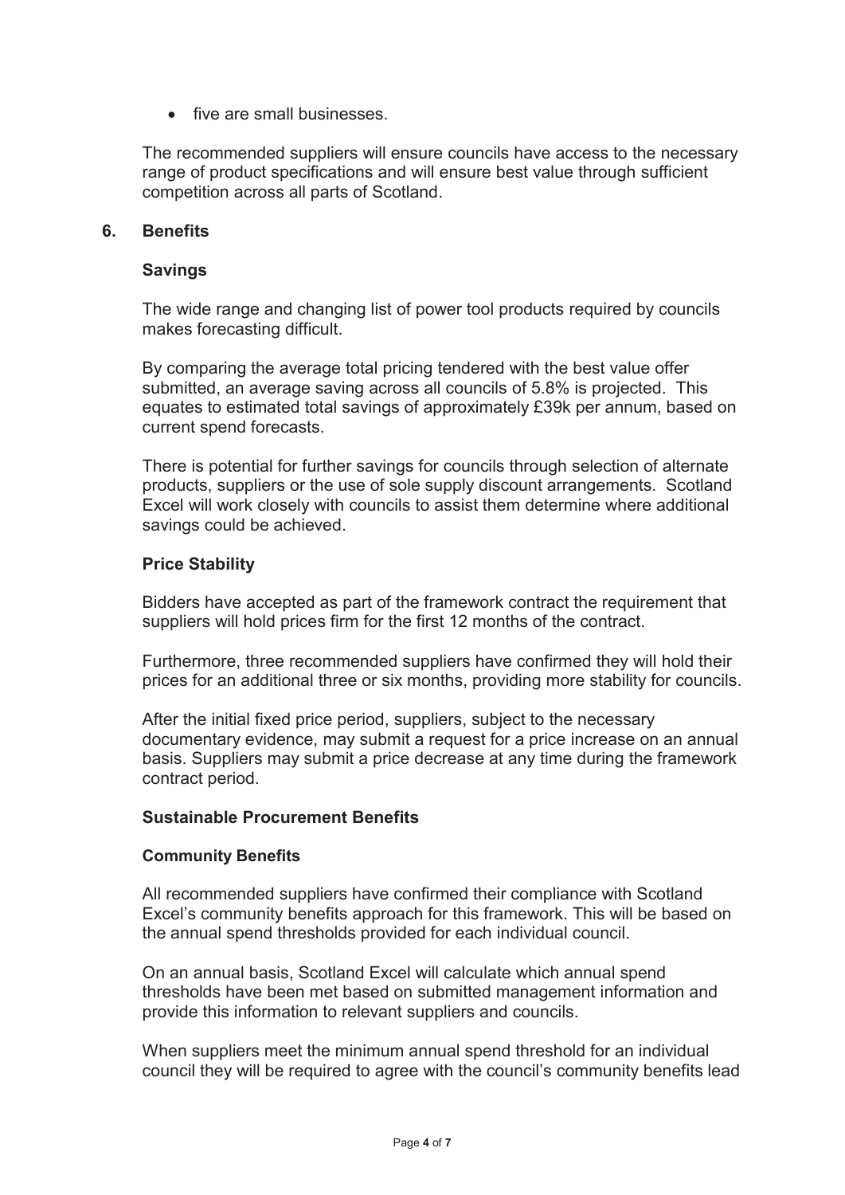- five are small businesses.

The recommended suppliers will ensure councils have access to the necessary range of product specifications and will ensure best value through sufficient competition across all parts of Scotland.

## 6. Benefits

### Savings

The wide range and changing list of power tool products required by councils makes forecasting difficult.

By comparing the average total pricing tendered with the best value offer submitted, an average saving across all councils of 5.8% is projected. This equates to estimated total savings of approximately £39k per annum, based on current spend forecasts.

There is potential for further savings for councils through selection of alternate products, suppliers or the use of sole supply discount arrangements. Scotland Excel will work closely with councils to assist them determine where additional savings could be achieved.

### Price Stability

Bidders have accepted as part of the framework contract the requirement that suppliers will hold prices firm for the first 12 months of the contract.

Furthermore, three recommended suppliers have confirmed they will hold their prices for an additional three or six months, providing more stability for councils.

After the initial fixed price period, suppliers, subject to the necessary documentary evidence, may submit a request for a price increase on an annual basis. Suppliers may submit a price decrease at any time during the framework contract period.

### Sustainable Procurement Benefits

#### Community Benefits

All recommended suppliers have confirmed their compliance with Scotland Excel's community benefits approach for this framework. This will be based on the annual spend thresholds provided for each individual council.

On an annual basis, Scotland Excel will calculate which annual spend thresholds have been met based on submitted management information and provide this information to relevant suppliers and councils.

When suppliers meet the minimum annual spend threshold for an individual council they will be required to agree with the council's community benefits lead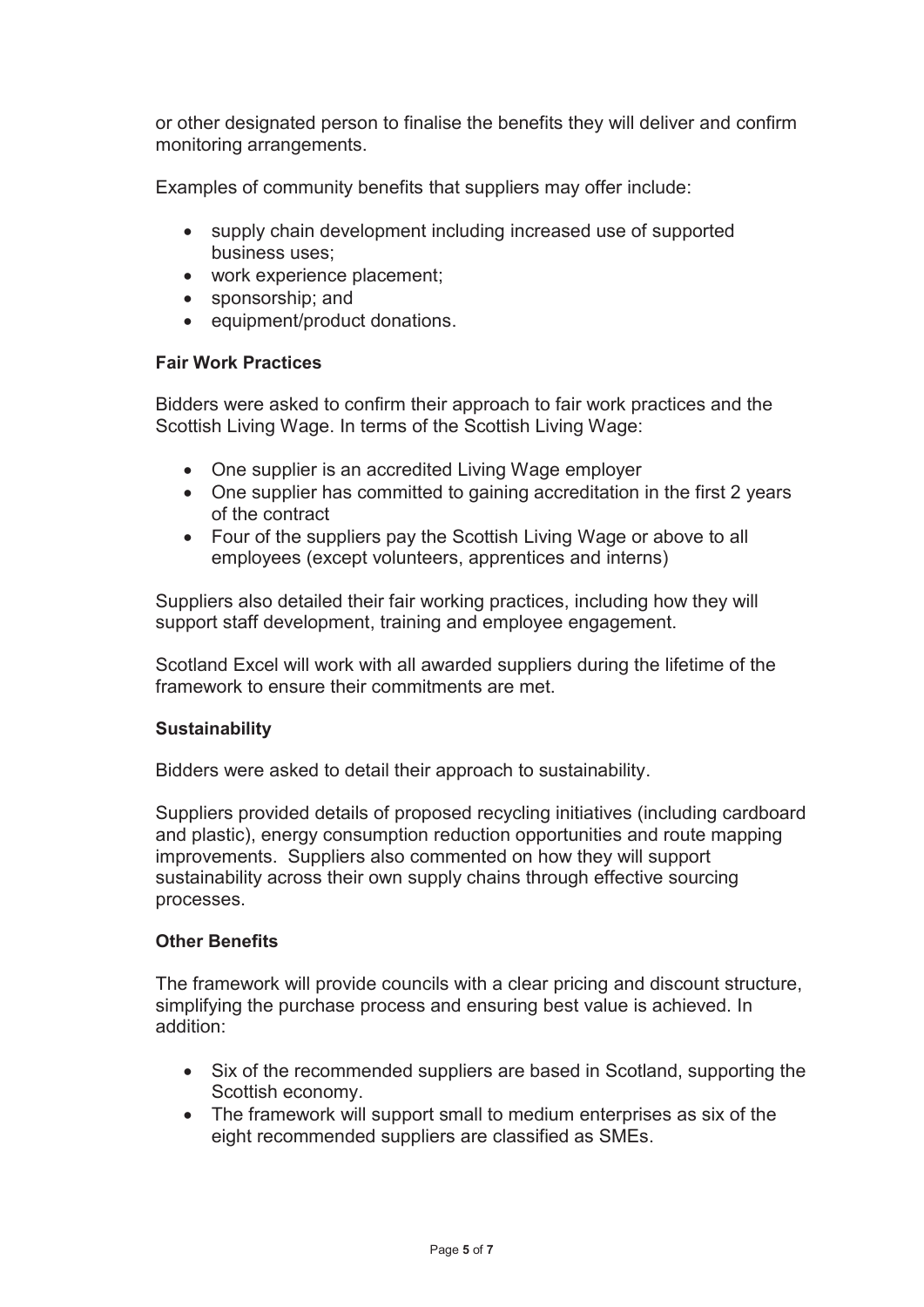or other designated person to finalise the benefits they will deliver and confirm monitoring arrangements.

Examples of community benefits that suppliers may offer include:

- supply chain development including increased use of supported business uses;
- work experience placement;
- sponsorship; and
- equipment/product donations.

**Fair Work Practices**

Bidders were asked to confirm their approach to fair work practices and the Scottish Living Wage. In terms of the Scottish Living Wage:

- One supplier is an accredited Living Wage employer
- One supplier has committed to gaining accreditation in the first 2 years of the contract
- Four of the suppliers pay the Scottish Living Wage or above to all employees (except volunteers, apprentices and interns)

Suppliers also detailed their fair working practices, including how they will support staff development, training and employee engagement.

Scotland Excel will work with all awarded suppliers during the lifetime of the framework to ensure their commitments are met.

**Sustainability**

Bidders were asked to detail their approach to sustainability.

Suppliers provided details of proposed recycling initiatives (including cardboard and plastic), energy consumption reduction opportunities and route mapping improvements. Suppliers also commented on how they will support sustainability across their own supply chains through effective sourcing processes.

**Other Benefits**

The framework will provide councils with a clear pricing and discount structure, simplifying the purchase process and ensuring best value is achieved. In addition:

- Six of the recommended suppliers are based in Scotland, supporting the Scottish economy.
- The framework will support small to medium enterprises as six of the eight recommended suppliers are classified as SMEs.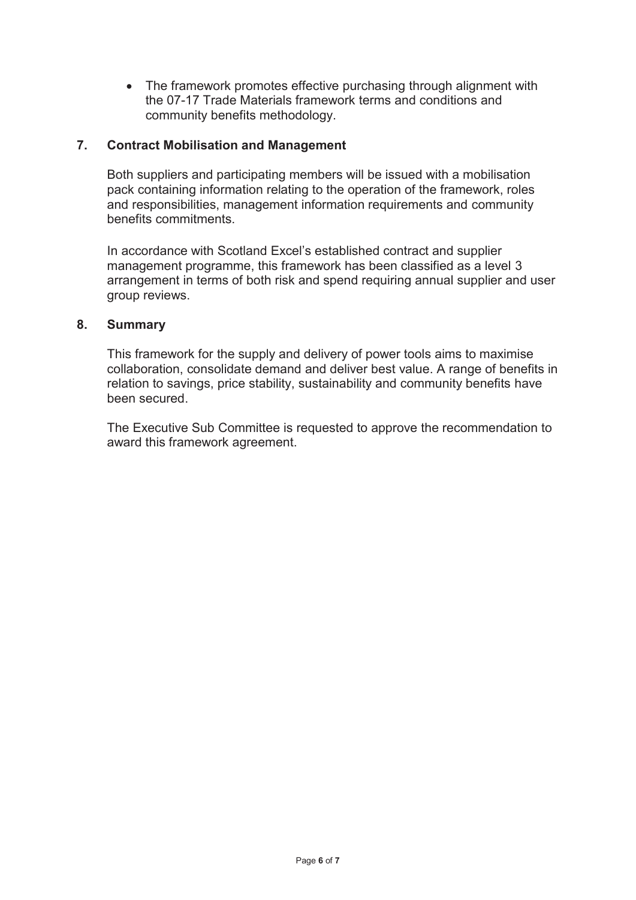- The framework promotes effective purchasing through alignment with the 07-17 Trade Materials framework terms and conditions and community benefits methodology.

## 7. Contract Mobilisation and Management

Both suppliers and participating members will be issued with a mobilisation pack containing information relating to the operation of the framework, roles and responsibilities, management information requirements and community benefits commitments.

In accordance with Scotland Excel's established contract and supplier management programme, this framework has been classified as a level 3 arrangement in terms of both risk and spend requiring annual supplier and user group reviews.

## 8. Summary

This framework for the supply and delivery of power tools aims to maximise collaboration, consolidate demand and deliver best value. A range of benefits in relation to savings, price stability, sustainability and community benefits have been secured.

The Executive Sub Committee is requested to approve the recommendation to award this framework agreement.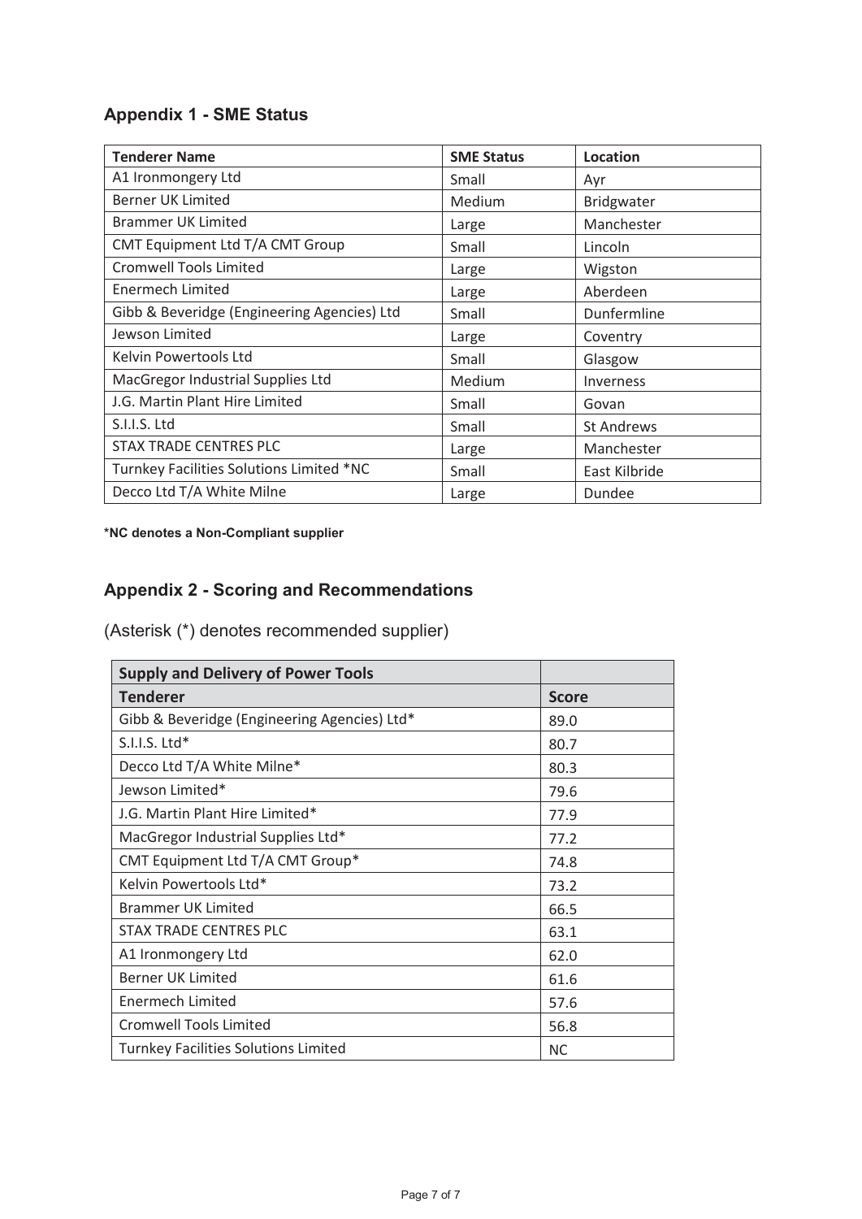## Appendix 1 - SME Status

| Tenderer Name | SME Status | Location |
|---|---|---|
| A1 Ironmongery Ltd | Small | Ayr |
| Berner UK Limited | Medium | Bridgwater |
| Brammer UK Limited | Large | Manchester |
| CMT Equipment Ltd T/A CMT Group | Small | Lincoln |
| Cromwell Tools Limited | Large | Wigston |
| Enermech Limited | Large | Aberdeen |
| Gibb & Beveridge (Engineering Agencies) Ltd | Small | Dunfermline |
| Jewson Limited | Large | Coventry |
| Kelvin Powertools Ltd | Small | Glasgow |
| MacGregor Industrial Supplies Ltd | Medium | Inverness |
| J.G. Martin Plant Hire Limited | Small | Govan |
| S.I.I.S. Ltd | Small | St Andrews |
| STAX TRADE CENTRES PLC | Large | Manchester |
| Turnkey Facilities Solutions Limited *NC | Small | East Kilbride |
| Decco Ltd T/A White Milne | Large | Dundee |

**\*NC denotes a Non-Compliant supplier**

## Appendix 2 - Scoring and Recommendations

(Asterisk (*) denotes recommended supplier)

| Supply and Delivery of Power Tools | |
|---|---|
| **Tenderer** | **Score** |
| Gibb & Beveridge (Engineering Agencies) Ltd* | 89.0 |
| S.I.I.S. Ltd* | 80.7 |
| Decco Ltd T/A White Milne* | 80.3 |
| Jewson Limited* | 79.6 |
| J.G. Martin Plant Hire Limited* | 77.9 |
| MacGregor Industrial Supplies Ltd* | 77.2 |
| CMT Equipment Ltd T/A CMT Group* | 74.8 |
| Kelvin Powertools Ltd* | 73.2 |
| Brammer UK Limited | 66.5 |
| STAX TRADE CENTRES PLC | 63.1 |
| A1 Ironmongery Ltd | 62.0 |
| Berner UK Limited | 61.6 |
| Enermech Limited | 57.6 |
| Cromwell Tools Limited | 56.8 |
| Turnkey Facilities Solutions Limited | NC |